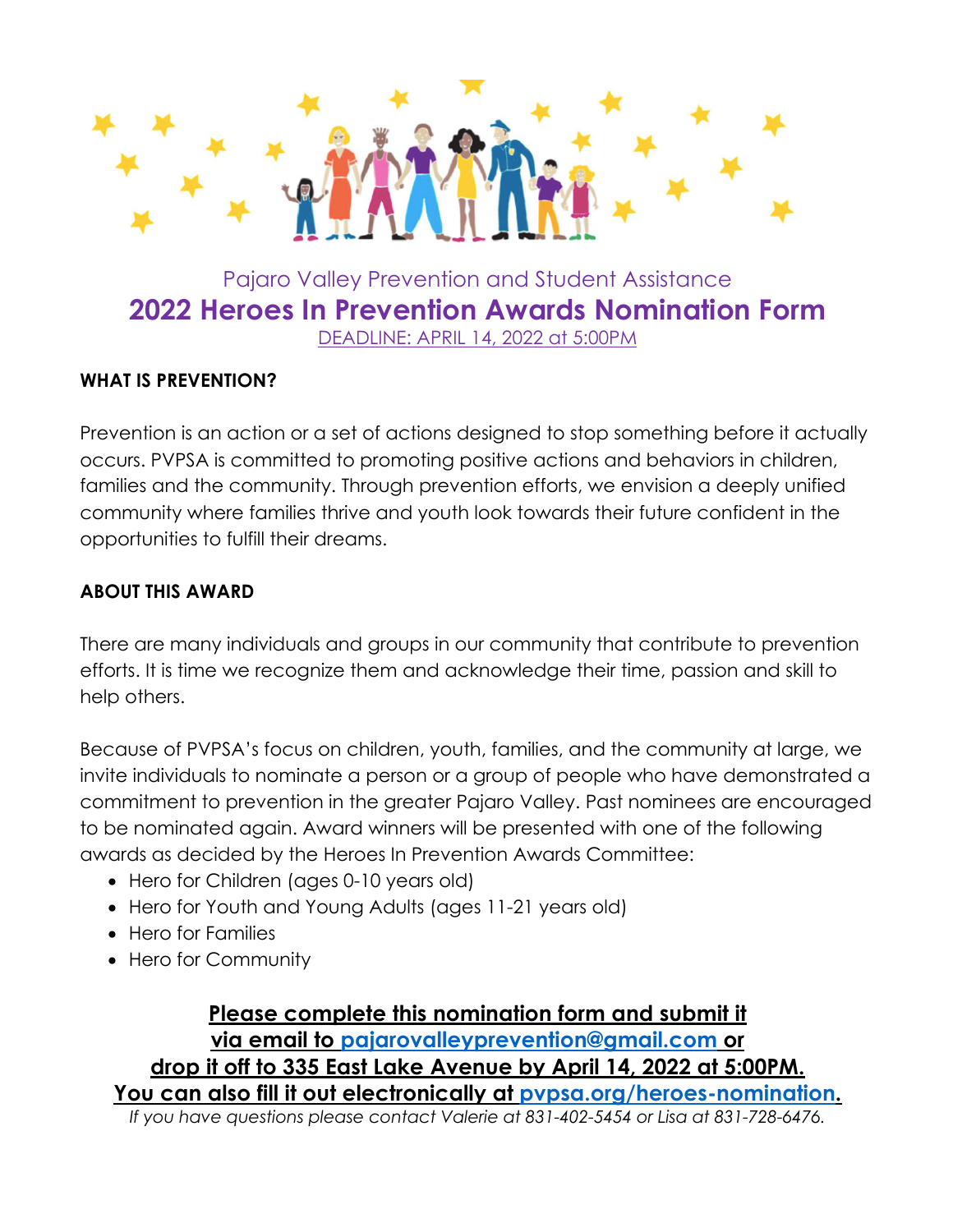Pajaro Valley Prevention and Student Assistance

# 2022 Heroes In Prevention Awards Nomination Form

DEADLINE: APRIL 14, 2022 at 5:00PM

**WHAT IS PREVENTION?**

Prevention is an action or a set of actions designed to stop something before it actually occurs. PVPSA is committed to promoting positive actions and behaviors in children, families and the community. Through prevention efforts, we envision a deeply unified community where families thrive and youth look towards their future confident in the opportunities to fulfill their dreams.

**ABOUT THIS AWARD**

There are many individuals and groups in our community that contribute to prevention efforts. It is time we recognize them and acknowledge their time, passion and skill to help others.

Because of PVPSA's focus on children, youth, families, and the community at large, we invite individuals to nominate a person or a group of people who have demonstrated a commitment to prevention in the greater Pajaro Valley. Past nominees are encouraged to be nominated again. Award winners will be presented with one of the following awards as decided by the Heroes In Prevention Awards Committee:

- Hero for Children (ages 0-10 years old)
- Hero for Youth and Young Adults (ages 11-21 years old)
- Hero for Families
- Hero for Community

**Please complete this nomination form and submit it via email to pajarovalleyprevention@gmail.com or drop it off to 335 East Lake Avenue by April 14, 2022 at 5:00PM. You can also fill it out electronically at pvpsa.org/heroes-nomination.**

*If you have questions please contact Valerie at 831-402-5454 or Lisa at 831-728-6476.*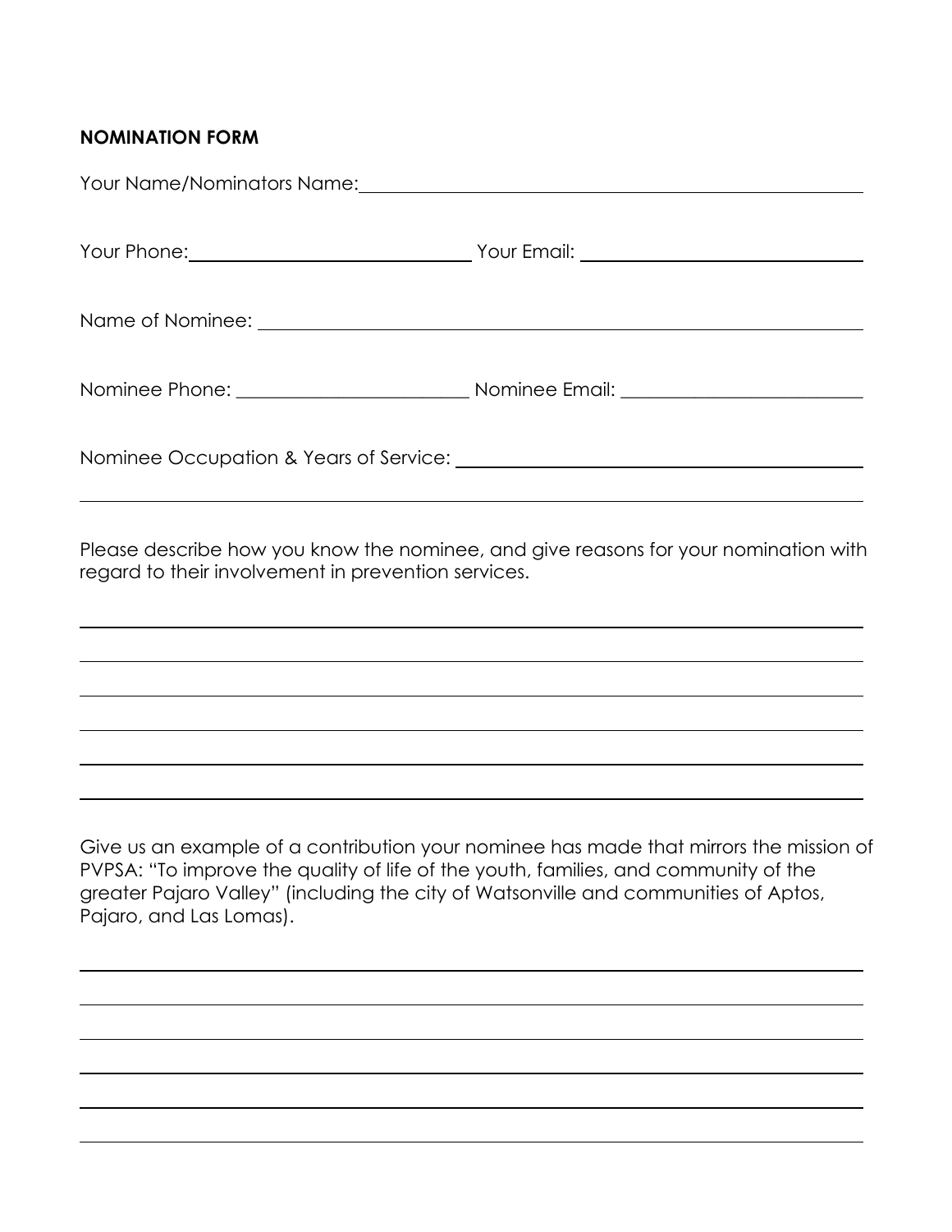**NOMINATION FORM**

Your Name/Nominators Name: ____________________________________________

Your Phone: ____________________________ Your Email: ____________________________

Name of Nominee: ______________________________________________________

Nominee Phone: ________________________ Nominee Email: ________________________

Nominee Occupation & Years of Service: __________________________________________

______________________________________________________________________

Please describe how you know the nominee, and give reasons for your nomination with regard to their involvement in prevention services.

______________________________________________________________________

______________________________________________________________________

______________________________________________________________________

______________________________________________________________________

______________________________________________________________________

______________________________________________________________________

Give us an example of a contribution your nominee has made that mirrors the mission of PVPSA: "To improve the quality of life of the youth, families, and community of the greater Pajaro Valley" (including the city of Watsonville and communities of Aptos, Pajaro, and Las Lomas).

______________________________________________________________________

______________________________________________________________________

______________________________________________________________________

______________________________________________________________________

______________________________________________________________________

______________________________________________________________________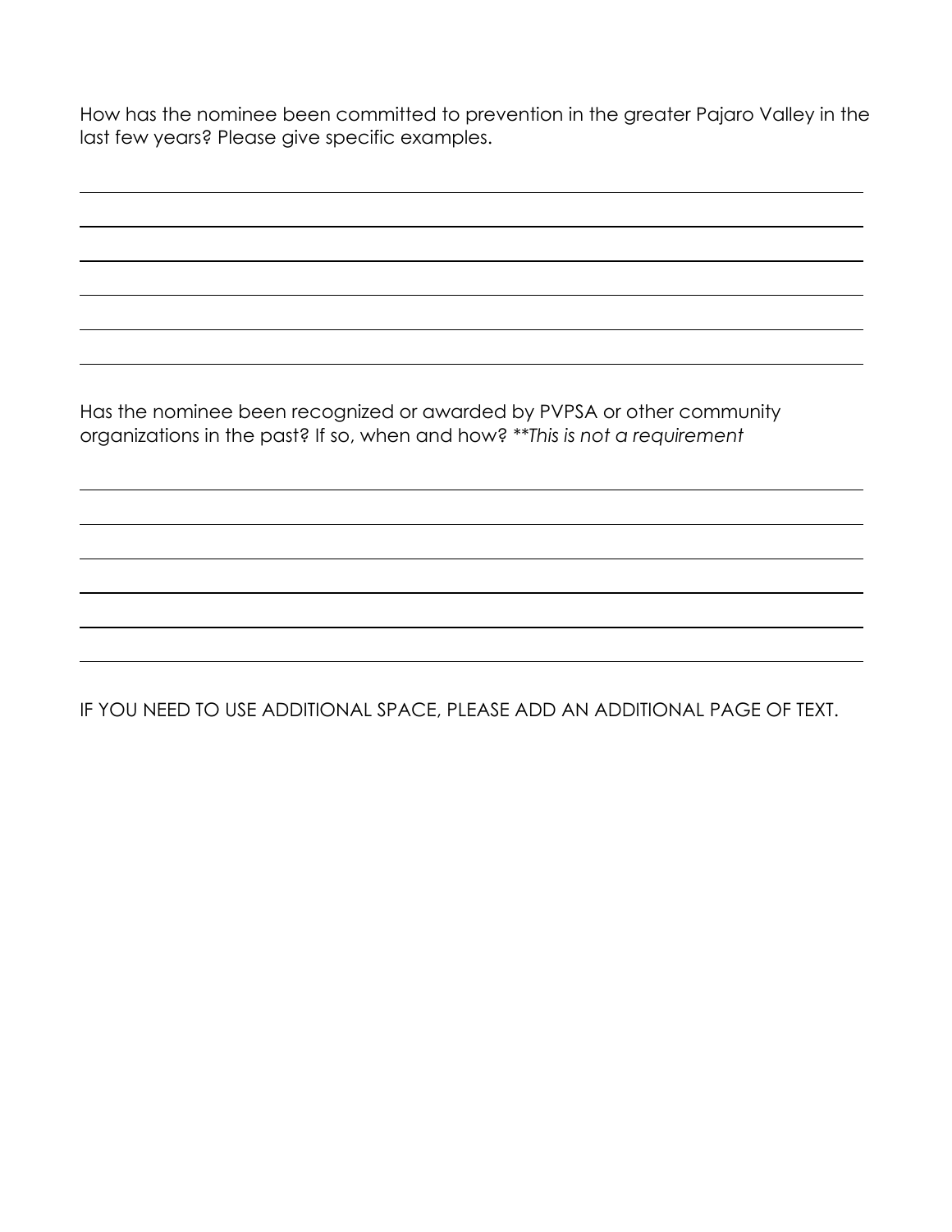How has the nominee been committed to prevention in the greater Pajaro Valley in the last few years? Please give specific examples.

Has the nominee been recognized or awarded by PVPSA or other community organizations in the past? If so, when and how? *\*\*This is not a requirement*

IF YOU NEED TO USE ADDITIONAL SPACE, PLEASE ADD AN ADDITIONAL PAGE OF TEXT.